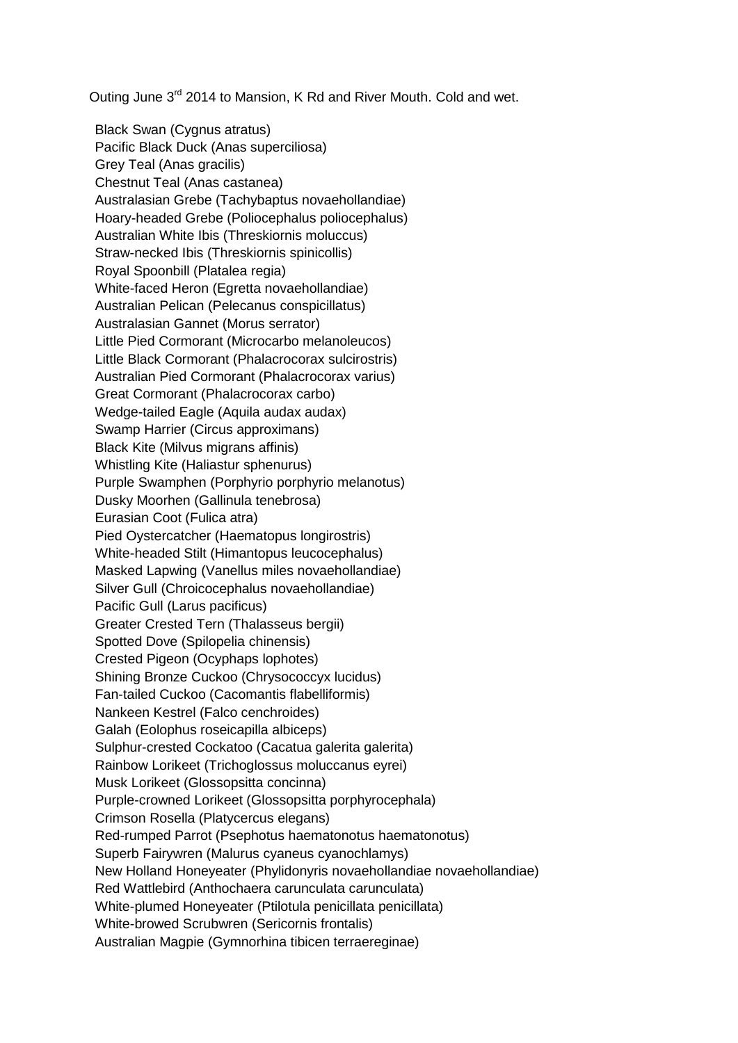Outing June 3rd 2014 to Mansion, K Rd and River Mouth. Cold and wet.

Black Swan (Cygnus atratus)
Pacific Black Duck (Anas superciliosa)
Grey Teal (Anas gracilis)
Chestnut Teal (Anas castanea)
Australasian Grebe (Tachybaptus novaehollandiae)
Hoary-headed Grebe (Poliocephalus poliocephalus)
Australian White Ibis (Threskiornis moluccus)
Straw-necked Ibis (Threskiornis spinicollis)
Royal Spoonbill (Platalea regia)
White-faced Heron (Egretta novaehollandiae)
Australian Pelican (Pelecanus conspicillatus)
Australasian Gannet (Morus serrator)
Little Pied Cormorant (Microcarbo melanoleucos)
Little Black Cormorant (Phalacrocorax sulcirostris)
Australian Pied Cormorant (Phalacrocorax varius)
Great Cormorant (Phalacrocorax carbo)
Wedge-tailed Eagle (Aquila audax audax)
Swamp Harrier (Circus approximans)
Black Kite (Milvus migrans affinis)
Whistling Kite (Haliastur sphenurus)
Purple Swamphen (Porphyrio porphyrio melanotus)
Dusky Moorhen (Gallinula tenebrosa)
Eurasian Coot (Fulica atra)
Pied Oystercatcher (Haematopus longirostris)
White-headed Stilt (Himantopus leucocephalus)
Masked Lapwing (Vanellus miles novaehollandiae)
Silver Gull (Chroicocephalus novaehollandiae)
Pacific Gull (Larus pacificus)
Greater Crested Tern (Thalasseus bergii)
Spotted Dove (Spilopelia chinensis)
Crested Pigeon (Ocyphaps lophotes)
Shining Bronze Cuckoo (Chrysococcyx lucidus)
Fan-tailed Cuckoo (Cacomantis flabelliformis)
Nankeen Kestrel (Falco cenchroides)
Galah (Eolophus roseicapilla albiceps)
Sulphur-crested Cockatoo (Cacatua galerita galerita)
Rainbow Lorikeet (Trichoglossus moluccanus eyrei)
Musk Lorikeet (Glossopsitta concinna)
Purple-crowned Lorikeet (Glossopsitta porphyrocephala)
Crimson Rosella (Platycercus elegans)
Red-rumped Parrot (Psephotus haematonotus haematonotus)
Superb Fairywren (Malurus cyaneus cyanochlamys)
New Holland Honeyeater (Phylidonyris novaehollandiae novaehollandiae)
Red Wattlebird (Anthochaera carunculata carunculata)
White-plumed Honeyeater (Ptilotula penicillata penicillata)
White-browed Scrubwren (Sericornis frontalis)
Australian Magpie (Gymnorhina tibicen terraereginae)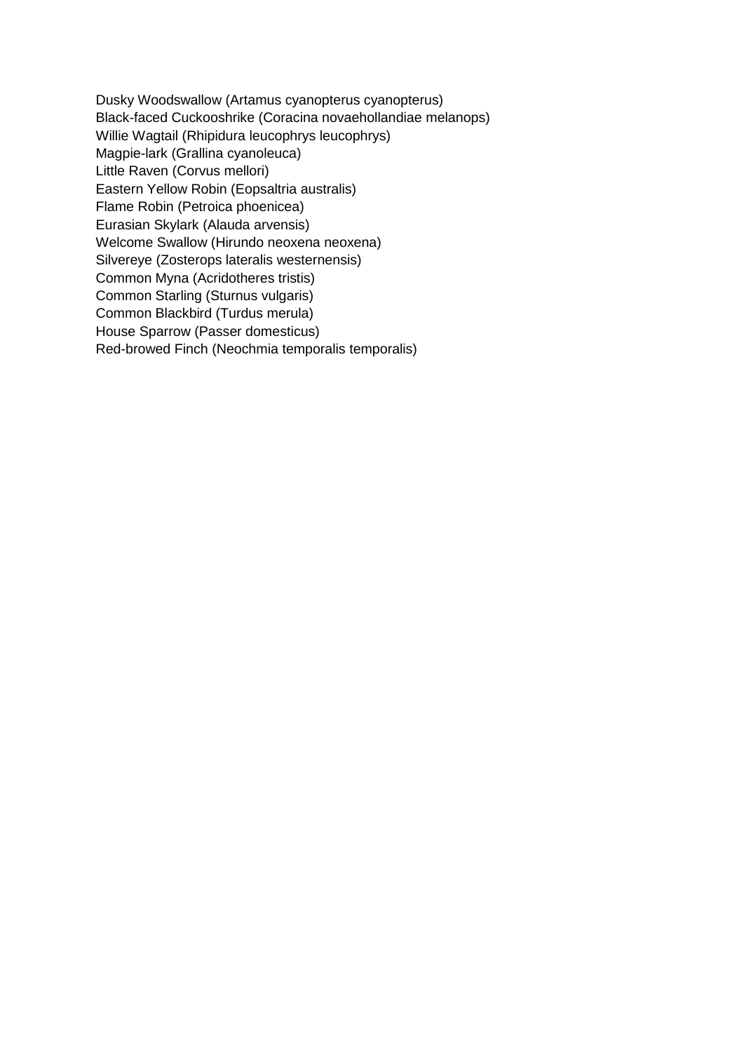Dusky Woodswallow (Artamus cyanopterus cyanopterus)
Black-faced Cuckooshrike (Coracina novaehollandiae melanops)
Willie Wagtail (Rhipidura leucophrys leucophrys)
Magpie-lark (Grallina cyanoleuca)
Little Raven (Corvus mellori)
Eastern Yellow Robin (Eopsaltria australis)
Flame Robin (Petroica phoenicea)
Eurasian Skylark (Alauda arvensis)
Welcome Swallow (Hirundo neoxena neoxena)
Silvereye (Zosterops lateralis westernensis)
Common Myna (Acridotheres tristis)
Common Starling (Sturnus vulgaris)
Common Blackbird (Turdus merula)
House Sparrow (Passer domesticus)
Red-browed Finch (Neochmia temporalis temporalis)